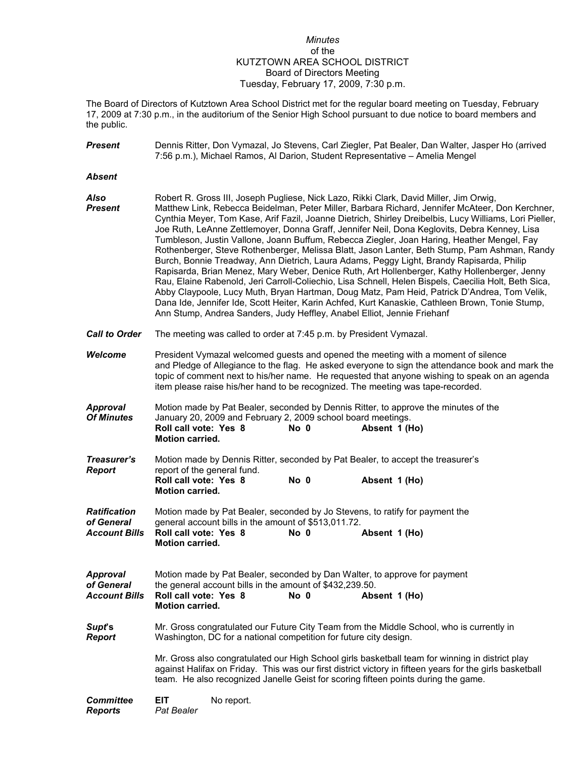*Minutes*
of the
KUTZTOWN AREA SCHOOL DISTRICT
Board of Directors Meeting
Tuesday, February 17, 2009, 7:30 p.m.

The Board of Directors of Kutztown Area School District met for the regular board meeting on Tuesday, February 17, 2009 at 7:30 p.m., in the auditorium of the Senior High School pursuant to due notice to board members and the public.

***Present*** Dennis Ritter, Don Vymazal, Jo Stevens, Carl Ziegler, Pat Bealer, Dan Walter, Jasper Ho (arrived 7:56 p.m.), Michael Ramos, Al Darion, Student Representative – Amelia Mengel

***Absent***

***Also Present*** Robert R. Gross III, Joseph Pugliese, Nick Lazo, Rikki Clark, David Miller, Jim Orwig, Matthew Link, Rebecca Beidelman, Peter Miller, Barbara Richard, Jennifer McAteer, Don Kerchner, Cynthia Meyer, Tom Kase, Arif Fazil, Joanne Dietrich, Shirley Dreibelbis, Lucy Williams, Lori Pieller, Joe Ruth, LeAnne Zettlemoyer, Donna Graff, Jennifer Neil, Dona Keglovits, Debra Kenney, Lisa Tumbleson, Justin Vallone, Joann Buffum, Rebecca Ziegler, Joan Haring, Heather Mengel, Fay Rothenberger, Steve Rothenberger, Melissa Blatt, Jason Lanter, Beth Stump, Pam Ashman, Randy Burch, Bonnie Treadway, Ann Dietrich, Laura Adams, Peggy Light, Brandy Rapisarda, Philip Rapisarda, Brian Menez, Mary Weber, Denice Ruth, Art Hollenberger, Kathy Hollenberger, Jenny Rau, Elaine Rabenold, Jeri Carroll-Coliechio, Lisa Schnell, Helen Bispels, Caecilia Holt, Beth Sica, Abby Claypoole, Lucy Muth, Bryan Hartman, Doug Matz, Pam Heid, Patrick D'Andrea, Tom Velik, Dana Ide, Jennifer Ide, Scott Heiter, Karin Achfed, Kurt Kanaskie, Cathleen Brown, Tonie Stump, Ann Stump, Andrea Sanders, Judy Heffley, Anabel Elliot, Jennie Friehanf

***Call to Order*** The meeting was called to order at 7:45 p.m. by President Vymazal.

***Welcome*** President Vymazal welcomed guests and opened the meeting with a moment of silence and Pledge of Allegiance to the flag. He asked everyone to sign the attendance book and mark the topic of comment next to his/her name. He requested that anyone wishing to speak on an agenda item please raise his/her hand to be recognized. The meeting was tape-recorded.

***Approval Of Minutes*** Motion made by Pat Bealer, seconded by Dennis Ritter, to approve the minutes of the January 20, 2009 and February 2, 2009 school board meetings.
**Roll call vote: Yes 8 No 0 Absent 1 (Ho)**
**Motion carried.**

***Treasurer's Report*** Motion made by Dennis Ritter, seconded by Pat Bealer, to accept the treasurer's report of the general fund.
**Roll call vote: Yes 8 No 0 Absent 1 (Ho)**
**Motion carried.**

***Ratification of General Account Bills*** Motion made by Pat Bealer, seconded by Jo Stevens, to ratify for payment the general account bills in the amount of $513,011.72.
**Roll call vote: Yes 8 No 0 Absent 1 (Ho)**
**Motion carried.**

***Approval of General Account Bills*** Motion made by Pat Bealer, seconded by Dan Walter, to approve for payment the general account bills in the amount of $432,239.50.
**Roll call vote: Yes 8 No 0 Absent 1 (Ho)**
**Motion carried.**

***Supt's Report*** Mr. Gross congratulated our Future City Team from the Middle School, who is currently in Washington, DC for a national competition for future city design.

Mr. Gross also congratulated our High School girls basketball team for winning in district play against Halifax on Friday. This was our first district victory in fifteen years for the girls basketball team. He also recognized Janelle Geist for scoring fifteen points during the game.

***Committee Reports*** **EIT** *Pat Bealer* No report.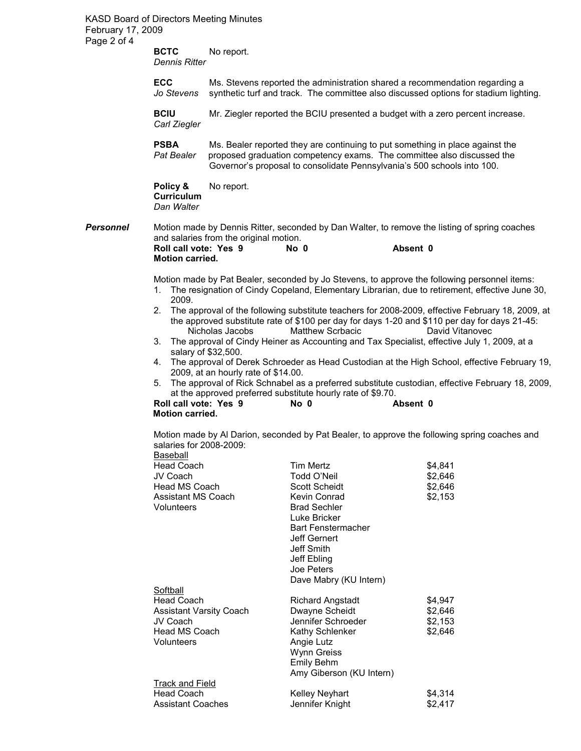**BCTC**
*Dennis Ritter*
No report.

**ECC**
*Jo Stevens*
Ms. Stevens reported the administration shared a recommendation regarding a synthetic turf and track. The committee also discussed options for stadium lighting.

**BCIU**
*Carl Ziegler*
Mr. Ziegler reported the BCIU presented a budget with a zero percent increase.

**PSBA**
*Pat Bealer*
Ms. Bealer reported they are continuing to put something in place against the proposed graduation competency exams. The committee also discussed the Governor's proposal to consolidate Pennsylvania's 500 schools into 100.

**Policy & Curriculum**
*Dan Walter*
No report.

***Personnel***

Motion made by Dennis Ritter, seconded by Dan Walter, to remove the listing of spring coaches and salaries from the original motion.

**Roll call vote: Yes 9 No 0 Absent 0**
**Motion carried.**

Motion made by Pat Bealer, seconded by Jo Stevens, to approve the following personnel items:

1. The resignation of Cindy Copeland, Elementary Librarian, due to retirement, effective June 30, 2009.
2. The approval of the following substitute teachers for 2008-2009, effective February 18, 2009, at the approved substitute rate of $100 per day for days 1-20 and $110 per day for days 21-45:
   Nicholas Jacobs     Matthew Scrbacic     David Vitanovec
3. The approval of Cindy Heiner as Accounting and Tax Specialist, effective July 1, 2009, at a salary of $32,500.
4. The approval of Derek Schroeder as Head Custodian at the High School, effective February 19, 2009, at an hourly rate of $14.00.
5. The approval of Rick Schnabel as a preferred substitute custodian, effective February 18, 2009, at the approved preferred substitute hourly rate of $9.70.

**Roll call vote: Yes 9 No 0 Absent 0**
**Motion carried.**

Motion made by Al Darion, seconded by Pat Bealer, to approve the following spring coaches and salaries for 2008-2009:

| Position | Name | Salary |
|---|---|---|
| Baseball | | |
| Head Coach | Tim Mertz | $4,841 |
| JV Coach | Todd O'Neil | $2,646 |
| Head MS Coach | Scott Scheidt | $2,646 |
| Assistant MS Coach | Kevin Conrad | $2,153 |
| Volunteers | Brad Sechler | |
| | Luke Bricker | |
| | Bart Fenstermacher | |
| | Jeff Gernert | |
| | Jeff Smith | |
| | Jeff Ebling | |
| | Joe Peters | |
| | Dave Mabry (KU Intern) | |
| Softball | | |
| Head Coach | Richard Angstadt | $4,947 |
| Assistant Varsity Coach | Dwayne Scheidt | $2,646 |
| JV Coach | Jennifer Schroeder | $2,153 |
| Head MS Coach | Kathy Schlenker | $2,646 |
| Volunteers | Angie Lutz | |
| | Wynn Greiss | |
| | Emily Behm | |
| | Amy Giberson (KU Intern) | |
| Track and Field | | |
| Head Coach | Kelley Neyhart | $4,314 |
| Assistant Coaches | Jennifer Knight | $2,417 |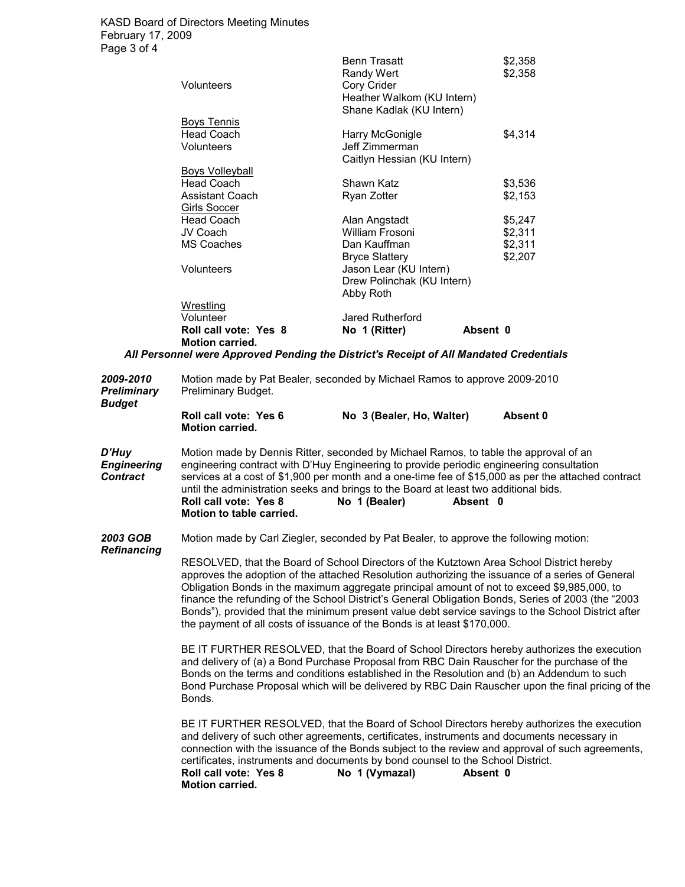| | | |
|---|---|---|
| | Benn Trasatt | $2,358 |
| | Randy Wert | $2,358 |
| Volunteers | Cory Crider | |
| | Heather Walkom (KU Intern) | |
| | Shane Kadlak (KU Intern) | |
| <u>Boys Tennis</u> | | |
| Head Coach | Harry McGonigle | $4,314 |
| Volunteers | Jeff Zimmerman | |
| | Caitlyn Hessian (KU Intern) | |
| <u>Boys Volleyball</u> | | |
| Head Coach | Shawn Katz | $3,536 |
| Assistant Coach | Ryan Zotter | $2,153 |
| <u>Girls Soccer</u> | | |
| Head Coach | Alan Angstadt | $5,247 |
| JV Coach | William Frosoni | $2,311 |
| MS Coaches | Dan Kauffman | $2,311 |
| | Bryce Slattery | $2,207 |
| Volunteers | Jason Lear (KU Intern) | |
| | Drew Polinchak (KU Intern) | |
| | Abby Roth | |
| <u>Wrestling</u> | | |
| Volunteer | Jared Rutherford | |

**Roll call vote: Yes 8** **No 1 (Ritter)** **Absent 0**
**Motion carried.**

***All Personnel were Approved Pending the District's Receipt of All Mandated Credentials***

***2009-2010 Preliminary Budget***

Motion made by Pat Bealer, seconded by Michael Ramos to approve 2009-2010 Preliminary Budget.

**Roll call vote: Yes 6** **No 3 (Bealer, Ho, Walter)** **Absent 0**
**Motion carried.**

***D'Huy Engineering Contract***

Motion made by Dennis Ritter, seconded by Michael Ramos, to table the approval of an engineering contract with D'Huy Engineering to provide periodic engineering consultation services at a cost of $1,900 per month and a one-time fee of $15,000 as per the attached contract until the administration seeks and brings to the Board at least two additional bids.

**Roll call vote: Yes 8** **No 1 (Bealer)** **Absent 0**
**Motion to table carried.**

***2003 GOB Refinancing***

Motion made by Carl Ziegler, seconded by Pat Bealer, to approve the following motion:

RESOLVED, that the Board of School Directors of the Kutztown Area School District hereby approves the adoption of the attached Resolution authorizing the issuance of a series of General Obligation Bonds in the maximum aggregate principal amount of not to exceed $9,985,000, to finance the refunding of the School District's General Obligation Bonds, Series of 2003 (the "2003 Bonds"), provided that the minimum present value debt service savings to the School District after the payment of all costs of issuance of the Bonds is at least $170,000.

BE IT FURTHER RESOLVED, that the Board of School Directors hereby authorizes the execution and delivery of (a) a Bond Purchase Proposal from RBC Dain Rauscher for the purchase of the Bonds on the terms and conditions established in the Resolution and (b) an Addendum to such Bond Purchase Proposal which will be delivered by RBC Dain Rauscher upon the final pricing of the Bonds.

BE IT FURTHER RESOLVED, that the Board of School Directors hereby authorizes the execution and delivery of such other agreements, certificates, instruments and documents necessary in connection with the issuance of the Bonds subject to the review and approval of such agreements, certificates, instruments and documents by bond counsel to the School District.

**Roll call vote: Yes 8** **No 1 (Vymazal)** **Absent 0**
**Motion carried.**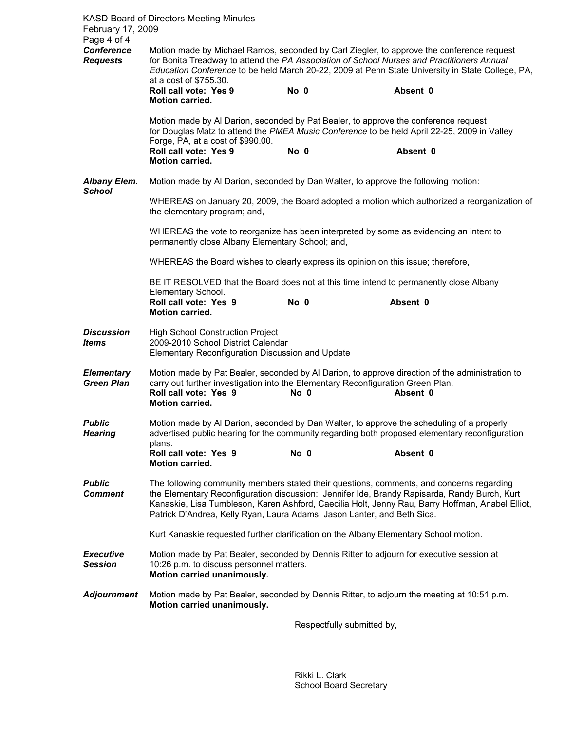***Conference Requests***

Motion made by Michael Ramos, seconded by Carl Ziegler, to approve the conference request for Bonita Treadway to attend the *PA Association of School Nurses and Practitioners Annual Education Conference* to be held March 20-22, 2009 at Penn State University in State College, PA, at a cost of $755.30.

**Roll call vote: Yes 9 No 0 Absent 0**
**Motion carried.**

Motion made by Al Darion, seconded by Pat Bealer, to approve the conference request for Douglas Matz to attend the *PMEA Music Conference* to be held April 22-25, 2009 in Valley Forge, PA, at a cost of $990.00.

**Roll call vote: Yes 9 No 0 Absent 0**
**Motion carried.**

***Albany Elem. School***

Motion made by Al Darion, seconded by Dan Walter, to approve the following motion:

WHEREAS on January 20, 2009, the Board adopted a motion which authorized a reorganization of the elementary program; and,

WHEREAS the vote to reorganize has been interpreted by some as evidencing an intent to permanently close Albany Elementary School; and,

WHEREAS the Board wishes to clearly express its opinion on this issue; therefore,

BE IT RESOLVED that the Board does not at this time intend to permanently close Albany Elementary School.

**Roll call vote: Yes 9 No 0 Absent 0**
**Motion carried.**

***Discussion Items***

High School Construction Project
2009-2010 School District Calendar
Elementary Reconfiguration Discussion and Update

***Elementary Green Plan***

Motion made by Pat Bealer, seconded by Al Darion, to approve direction of the administration to carry out further investigation into the Elementary Reconfiguration Green Plan.

**Roll call vote: Yes 9 No 0 Absent 0**
**Motion carried.**

***Public Hearing***

Motion made by Al Darion, seconded by Dan Walter, to approve the scheduling of a properly advertised public hearing for the community regarding both proposed elementary reconfiguration plans.

**Roll call vote: Yes 9 No 0 Absent 0**
**Motion carried.**

***Public Comment***

The following community members stated their questions, comments, and concerns regarding the Elementary Reconfiguration discussion: Jennifer Ide, Brandy Rapisarda, Randy Burch, Kurt Kanaskie, Lisa Tumbleson, Karen Ashford, Caecilia Holt, Jenny Rau, Barry Hoffman, Anabel Elliot, Patrick D'Andrea, Kelly Ryan, Laura Adams, Jason Lanter, and Beth Sica.

Kurt Kanaskie requested further clarification on the Albany Elementary School motion.

***Executive Session***

Motion made by Pat Bealer, seconded by Dennis Ritter to adjourn for executive session at 10:26 p.m. to discuss personnel matters.

**Motion carried unanimously.**

***Adjournment***

Motion made by Pat Bealer, seconded by Dennis Ritter, to adjourn the meeting at 10:51 p.m.

**Motion carried unanimously.**

Respectfully submitted by,

Rikki L. Clark
School Board Secretary